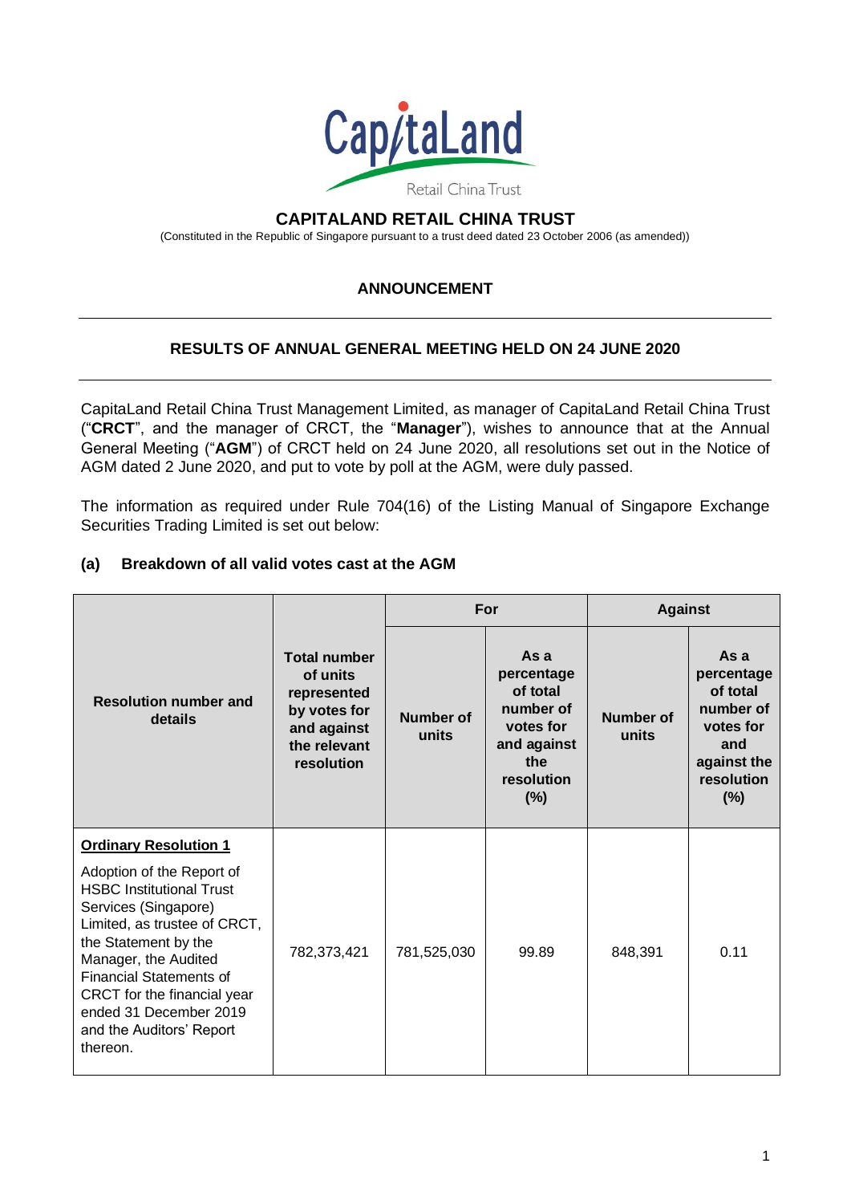# CAPITALAND RETAIL CHINA TRUST

(Constituted in the Republic of Singapore pursuant to a trust deed dated 23 October 2006 (as amended))

## ANNOUNCEMENT

## RESULTS OF ANNUAL GENERAL MEETING HELD ON 24 JUNE 2020

CapitaLand Retail China Trust Management Limited, as manager of CapitaLand Retail China Trust ("**CRCT**", and the manager of CRCT, the "**Manager**"), wishes to announce that at the Annual General Meeting ("**AGM**") of CRCT held on 24 June 2020, all resolutions set out in the Notice of AGM dated 2 June 2020, and put to vote by poll at the AGM, were duly passed.

The information as required under Rule 704(16) of the Listing Manual of Singapore Exchange Securities Trading Limited is set out below:

### (a) Breakdown of all valid votes cast at the AGM

| Resolution number and details | Total number of units represented by votes for and against the relevant resolution | For | | Against | |
|---|---|---|---|---|---|
| | | Number of units | As a percentage of total number of votes for and against the resolution (%) | Number of units | As a percentage of total number of votes for and against the resolution (%) |
| **Ordinary Resolution 1**<br>Adoption of the Report of HSBC Institutional Trust Services (Singapore) Limited, as trustee of CRCT, the Statement by the Manager, the Audited Financial Statements of CRCT for the financial year ended 31 December 2019 and the Auditors' Report thereon. | 782,373,421 | 781,525,030 | 99.89 | 848,391 | 0.11 |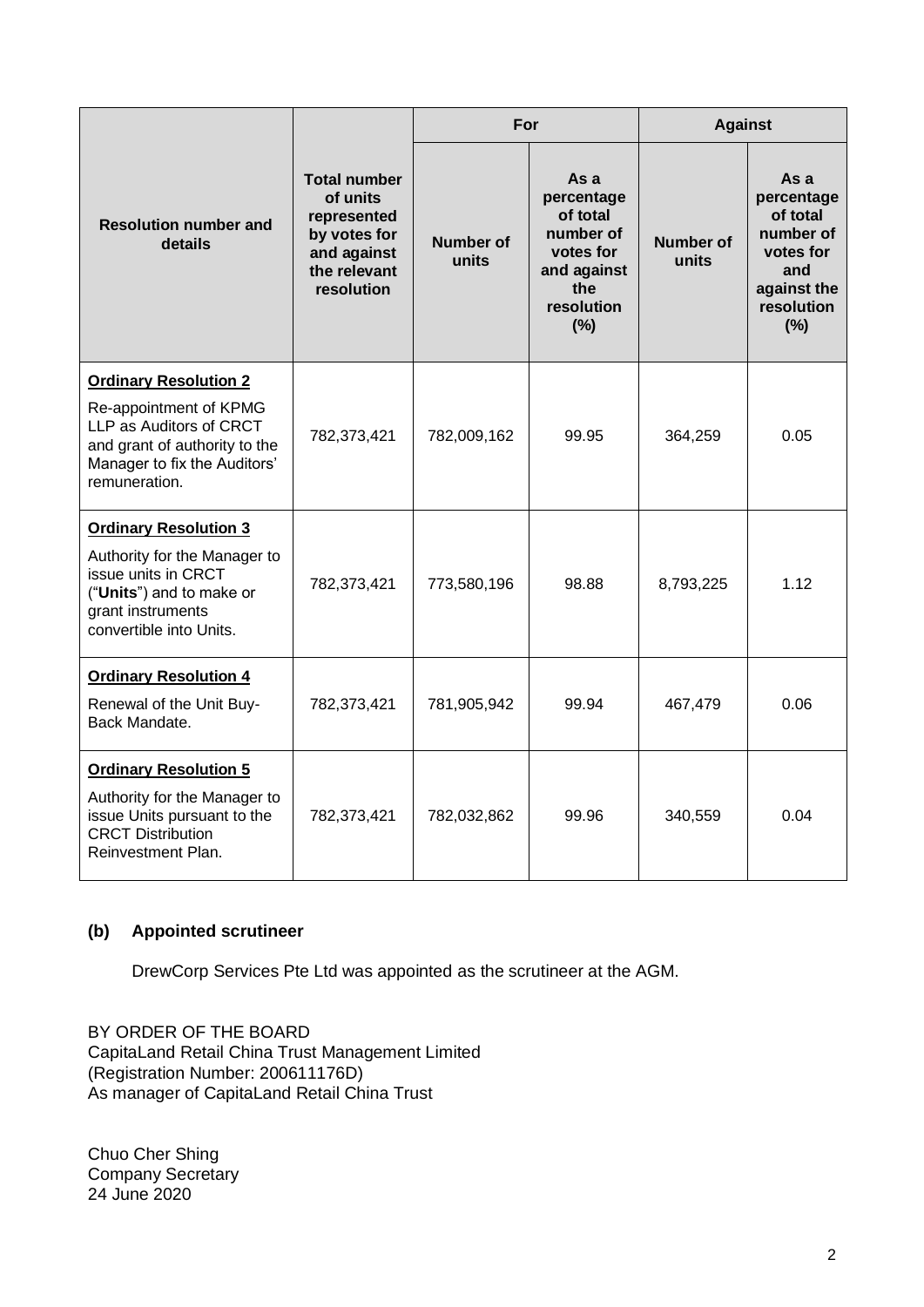| Resolution number and details | Total number of units represented by votes for and against the relevant resolution | For | | Against | |
|---|---|---|---|---|---|
| | | Number of units | As a percentage of total number of votes for and against the resolution (%) | Number of units | As a percentage of total number of votes for and against the resolution (%) |
| **Ordinary Resolution 2**<br>Re-appointment of KPMG LLP as Auditors of CRCT and grant of authority to the Manager to fix the Auditors' remuneration. | 782,373,421 | 782,009,162 | 99.95 | 364,259 | 0.05 |
| **Ordinary Resolution 3**<br>Authority for the Manager to issue units in CRCT ("**Units**") and to make or grant instruments convertible into Units. | 782,373,421 | 773,580,196 | 98.88 | 8,793,225 | 1.12 |
| **Ordinary Resolution 4**<br>Renewal of the Unit Buy-Back Mandate. | 782,373,421 | 781,905,942 | 99.94 | 467,479 | 0.06 |
| **Ordinary Resolution 5**<br>Authority for the Manager to issue Units pursuant to the CRCT Distribution Reinvestment Plan. | 782,373,421 | 782,032,862 | 99.96 | 340,559 | 0.04 |

**(b) Appointed scrutineer**

DrewCorp Services Pte Ltd was appointed as the scrutineer at the AGM.

BY ORDER OF THE BOARD
CapitaLand Retail China Trust Management Limited
(Registration Number: 200611176D)
As manager of CapitaLand Retail China Trust

Chuo Cher Shing
Company Secretary
24 June 2020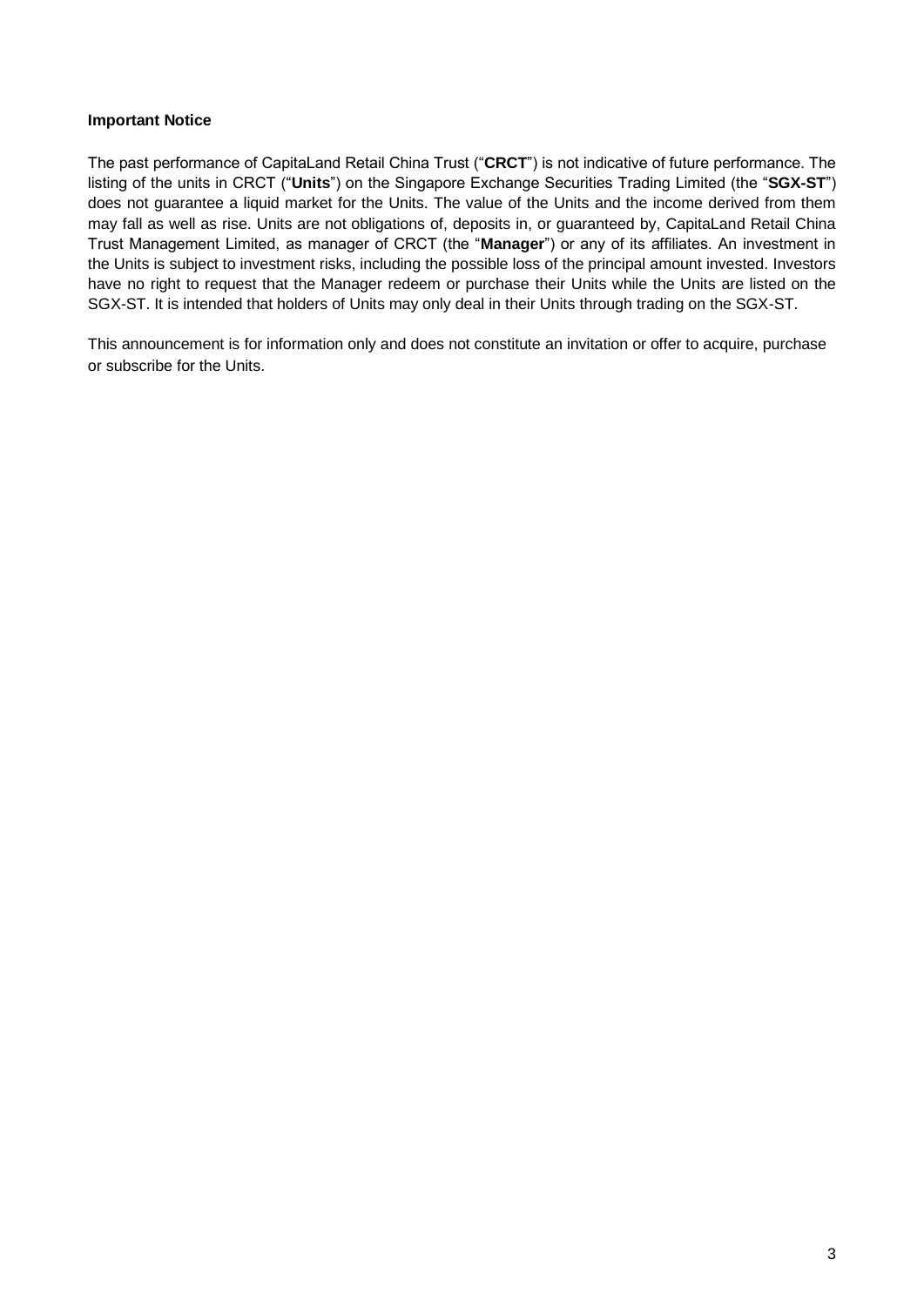**Important Notice**

The past performance of CapitaLand Retail China Trust ("**CRCT**") is not indicative of future performance. The listing of the units in CRCT ("**Units**") on the Singapore Exchange Securities Trading Limited (the "**SGX-ST**") does not guarantee a liquid market for the Units. The value of the Units and the income derived from them may fall as well as rise. Units are not obligations of, deposits in, or guaranteed by, CapitaLand Retail China Trust Management Limited, as manager of CRCT (the "**Manager**") or any of its affiliates. An investment in the Units is subject to investment risks, including the possible loss of the principal amount invested. Investors have no right to request that the Manager redeem or purchase their Units while the Units are listed on the SGX-ST. It is intended that holders of Units may only deal in their Units through trading on the SGX-ST.

This announcement is for information only and does not constitute an invitation or offer to acquire, purchase or subscribe for the Units.